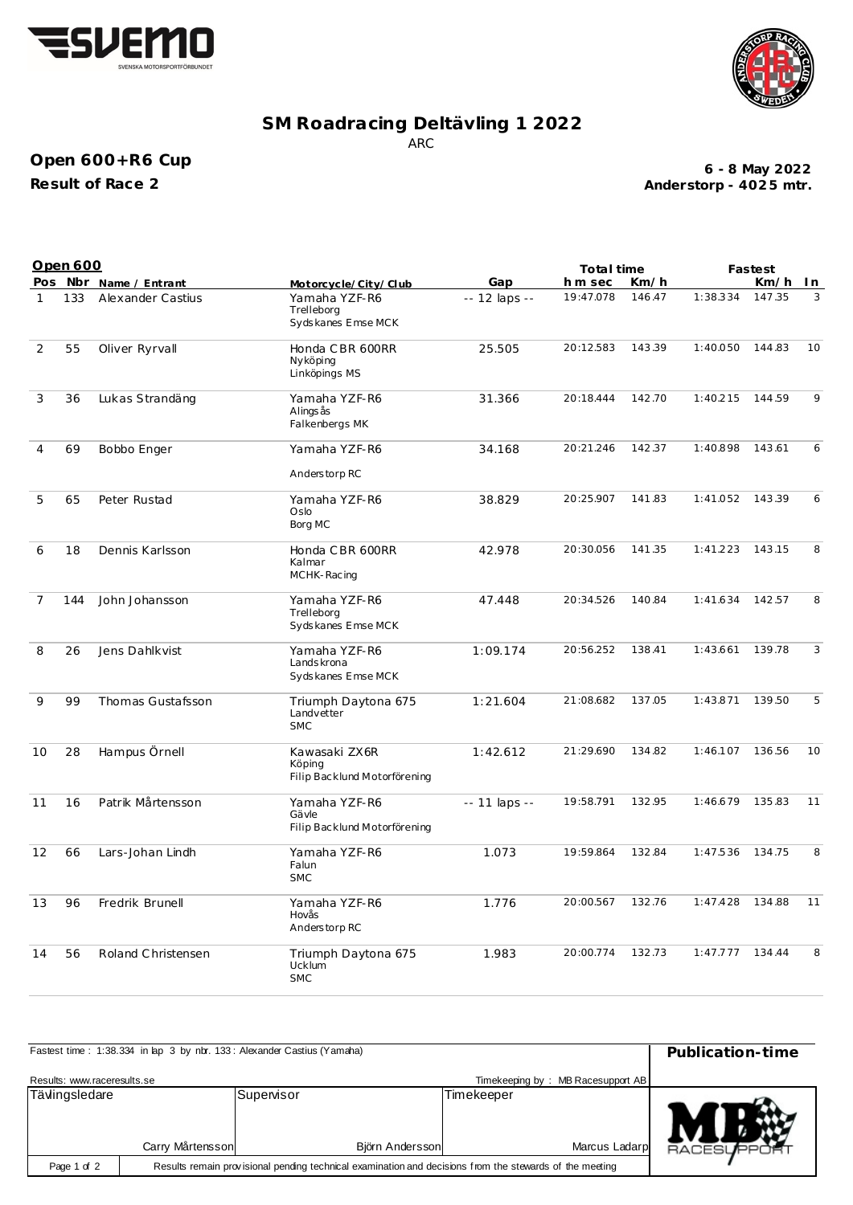# SM Roadracing Deltävling 1 2022

ARC

**Open 600+R6 Cup**

**Result of Race 2**

**6 - 8 May 2022**
**Anderstorp - 4025 mtr.**

## Open 600

| Pos | Nbr | Name / Entrant | Motorcycle/City/Club | Gap | Total time h m sec | Km/h | Fastest | Km/h | In |
|---|---|---|---|---|---|---|---|---|---|
| 1 | 133 | Alexander Castius | Yamaha YZF-R6<br>Trelleborg<br>Sydskanes Emse MCK | -- 12 laps -- | 19:47.078 | 146.47 | 1:38.334 | 147.35 | 3 |
| 2 | 55 | Oliver Ryrvall | Honda CBR 600RR<br>Nyköping<br>Linköpings MS | 25.505 | 20:12.583 | 143.39 | 1:40.050 | 144.83 | 10 |
| 3 | 36 | Lukas Strandäng | Yamaha YZF-R6<br>Alingsås<br>Falkenbergs MK | 31.366 | 20:18.444 | 142.70 | 1:40.215 | 144.59 | 9 |
| 4 | 69 | Bobbo Enger | Yamaha YZF-R6<br><br>Anderstorp RC | 34.168 | 20:21.246 | 142.37 | 1:40.898 | 143.61 | 6 |
| 5 | 65 | Peter Rustad | Yamaha YZF-R6<br>Oslo<br>Borg MC | 38.829 | 20:25.907 | 141.83 | 1:41.052 | 143.39 | 6 |
| 6 | 18 | Dennis Karlsson | Honda CBR 600RR<br>Kalmar<br>MCHK-Racing | 42.978 | 20:30.056 | 141.35 | 1:41.223 | 143.15 | 8 |
| 7 | 144 | John Johansson | Yamaha YZF-R6<br>Trelleborg<br>Sydskanes Emse MCK | 47.448 | 20:34.526 | 140.84 | 1:41.634 | 142.57 | 8 |
| 8 | 26 | Jens Dahlkvist | Yamaha YZF-R6<br>Landskrona<br>Sydskanes Emse MCK | 1:09.174 | 20:56.252 | 138.41 | 1:43.661 | 139.78 | 3 |
| 9 | 99 | Thomas Gustafsson | Triumph Daytona 675<br>Landvetter<br>SMC | 1:21.604 | 21:08.682 | 137.05 | 1:43.871 | 139.50 | 5 |
| 10 | 28 | Hampus Örnell | Kawasaki ZX6R<br>Köping<br>Filip Backlund Motorförening | 1:42.612 | 21:29.690 | 134.82 | 1:46.107 | 136.56 | 10 |
| 11 | 16 | Patrik Mårtensson | Yamaha YZF-R6<br>Gävle<br>Filip Backlund Motorförening | -- 11 laps -- | 19:58.791 | 132.95 | 1:46.679 | 135.83 | 11 |
| 12 | 66 | Lars-Johan Lindh | Yamaha YZF-R6<br>Falun<br>SMC | 1.073 | 19:59.864 | 132.84 | 1:47.536 | 134.75 | 8 |
| 13 | 96 | Fredrik Brunell | Yamaha YZF-R6<br>Hovås<br>Anderstorp RC | 1.776 | 20:00.567 | 132.76 | 1:47.428 | 134.88 | 11 |
| 14 | 56 | Roland Christensen | Triumph Daytona 675<br>Ucklum<br>SMC | 1.983 | 20:00.774 | 132.73 | 1:47.777 | 134.44 | 8 |

Fastest time : 1:38.334 in lap 3 by nbr. 133 : Alexander Castius (Yamaha)

**Publication-time**

Results: www.raceresults.se

Timekeeping by : MB Racesupport AB

| Tävlingsledare | Supervisor | Timekeeper |
|---|---|---|
| Carry Mårtensson | Björn Andersson | Marcus Ladarp |

Results remain provisional pending technical examination and decisions from the stewards of the meeting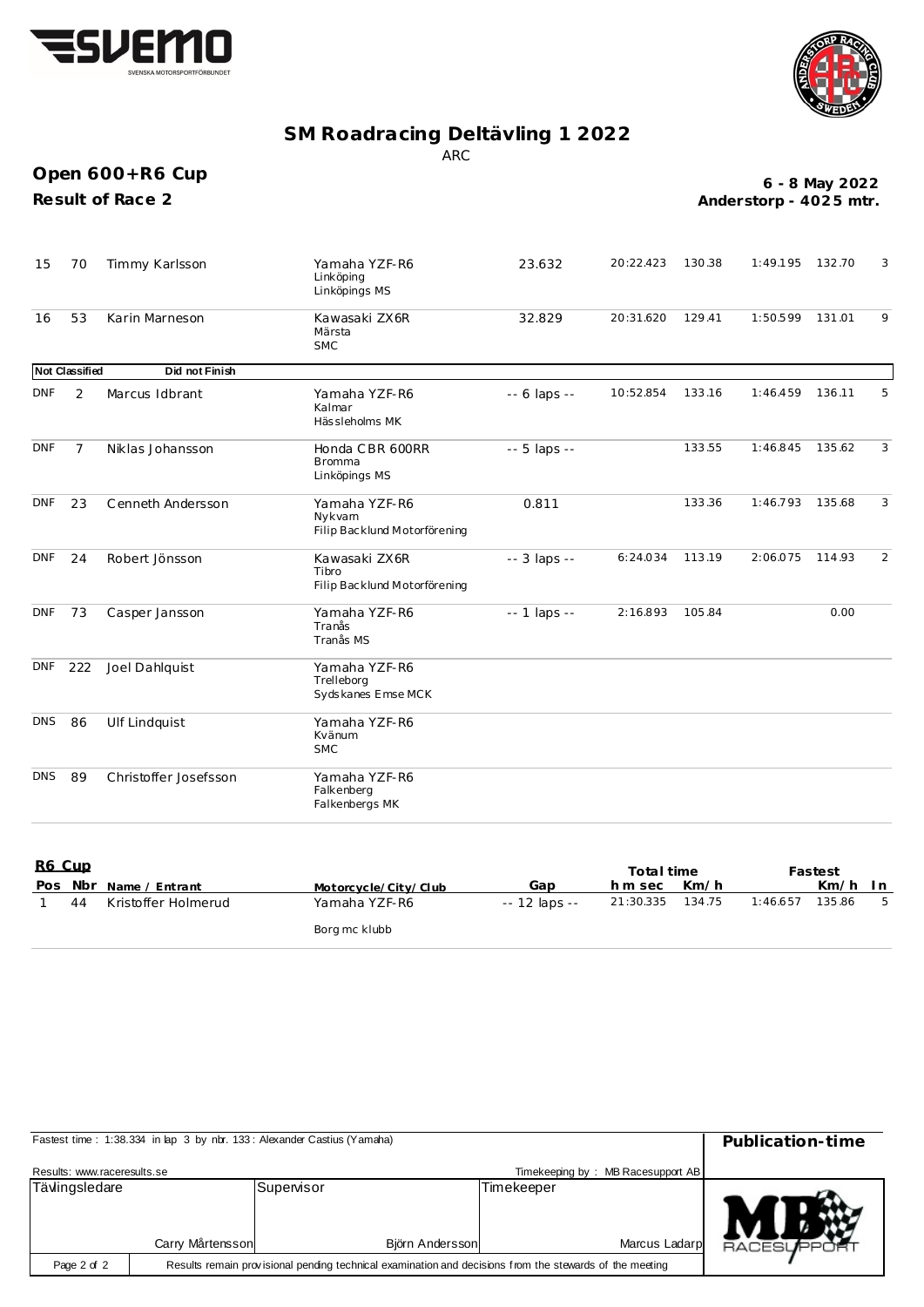# SM Roadracing Deltävling 1 2022

ARC

## Open 600+R6 Cup

**Result of Race 2**

**6 - 8 May 2022**
**Anderstorp - 4025 mtr.**

| Pos | Nbr | Name / Entrant | Motorcycle/City/Club | Gap | Total time h m sec | Km/h | Fastest | Km/h | In |
|---|---|---|---|---|---|---|---|---|---|
| 15 | 70 | Timmy Karlsson | Yamaha YZF-R6, Linköping, Linköpings MS | 23.632 | 20:22.423 | 130.38 | 1:49.195 | 132.70 | 3 |
| 16 | 53 | Karin Marneson | Kawasaki ZX6R, Märsta, SMC | 32.829 | 20:31.620 | 129.41 | 1:50.599 | 131.01 | 9 |
| **Not Classified** | | **Did not Finish** | | | | | | | |
| DNF | 2 | Marcus Idbrant | Yamaha YZF-R6, Kalmar, Hässleholms MK | -- 6 laps -- | 10:52.854 | 133.16 | 1:46.459 | 136.11 | 5 |
| DNF | 7 | Niklas Johansson | Honda CBR 600RR, Bromma, Linköpings MS | -- 5 laps -- | | 133.55 | 1:46.845 | 135.62 | 3 |
| DNF | 23 | Cenneth Andersson | Yamaha YZF-R6, Nykvarn, Filip Backlund Motorförening | 0.811 | | 133.36 | 1:46.793 | 135.68 | 3 |
| DNF | 24 | Robert Jönsson | Kawasaki ZX6R, Tibro, Filip Backlund Motorförening | -- 3 laps -- | 6:24.034 | 113.19 | 2:06.075 | 114.93 | 2 |
| DNF | 73 | Casper Jansson | Yamaha YZF-R6, Tranås, Tranås MS | -- 1 laps -- | 2:16.893 | 105.84 | | 0.00 | |
| DNF | 222 | Joel Dahlquist | Yamaha YZF-R6, Trelleborg, Sydskanes Emse MCK | | | | | | |
| DNS | 86 | Ulf Lindquist | Yamaha YZF-R6, Kvänum, SMC | | | | | | |
| DNS | 89 | Christoffer Josefsson | Yamaha YZF-R6, Falkenberg, Falkenbergs MK | | | | | | |

### R6 Cup

| Pos | Nbr | Name / Entrant | Motorcycle/City/Club | Gap | Total time h m sec | Km/h | Fastest | Km/h | In |
|---|---|---|---|---|---|---|---|---|---|
| 1 | 44 | Kristoffer Holmerud | Yamaha YZF-R6, Borg mc klubb | -- 12 laps -- | 21:30.335 | 134.75 | 1:46.657 | 135.86 | 5 |

Fastest time : 1:38.334 in lap 3 by nbr. 133 : Alexander Castius (Yamaha)

Results: www.raceresults.se

Timekeeping by : MB Racesupport AB

**Publication-time**

| Tävlingsledare | Supervisor | Timekeeper |
|---|---|---|
| Carry Mårtensson | Björn Andersson | Marcus Ladarp |

Results remain provisional pending technical examination and decisions from the stewards of the meeting